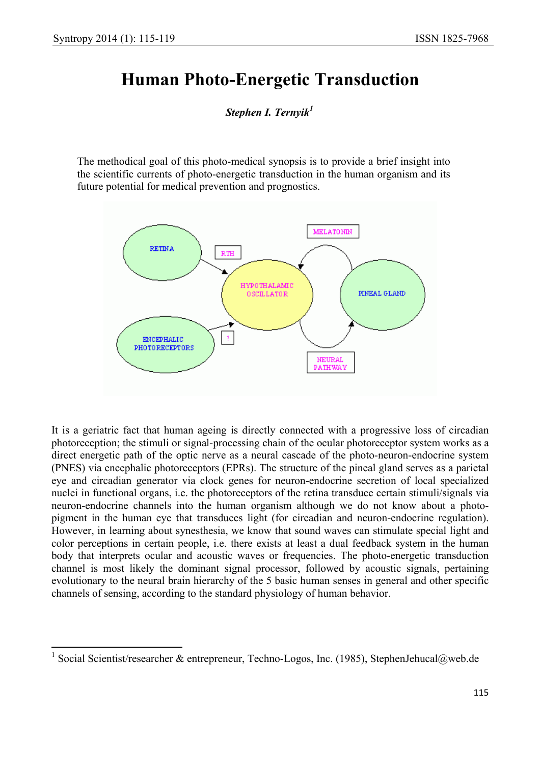# Human Photo-Energetic Transduction

***Stephen I. Ternyik***[1]

The methodical goal of this photo-medical synopsis is to provide a brief insight into the scientific currents of photo-energetic transduction in the human organism and its future potential for medical prevention and prognostics.

It is a geriatric fact that human ageing is directly connected with a progressive loss of circadian photoreception; the stimuli or signal-processing chain of the ocular photoreceptor system works as a direct energetic path of the optic nerve as a neural cascade of the photo-neuron-endocrine system (PNES) via encephalic photoreceptors (EPRs). The structure of the pineal gland serves as a parietal eye and circadian generator via clock genes for neuron-endocrine secretion of local specialized nuclei in functional organs, i.e. the photoreceptors of the retina transduce certain stimuli/signals via neuron-endocrine channels into the human organism although we do not know about a photo-pigment in the human eye that transduces light (for circadian and neuron-endocrine regulation). However, in learning about synesthesia, we know that sound waves can stimulate special light and color perceptions in certain people, i.e. there exists at least a dual feedback system in the human body that interprets ocular and acoustic waves or frequencies. The photo-energetic transduction channel is most likely the dominant signal processor, followed by acoustic signals, pertaining evolutionary to the neural brain hierarchy of the 5 basic human senses in general and other specific channels of sensing, according to the standard physiology of human behavior.

[1] Social Scientist/researcher & entrepreneur, Techno-Logos, Inc. (1985), StephenJehucal@web.de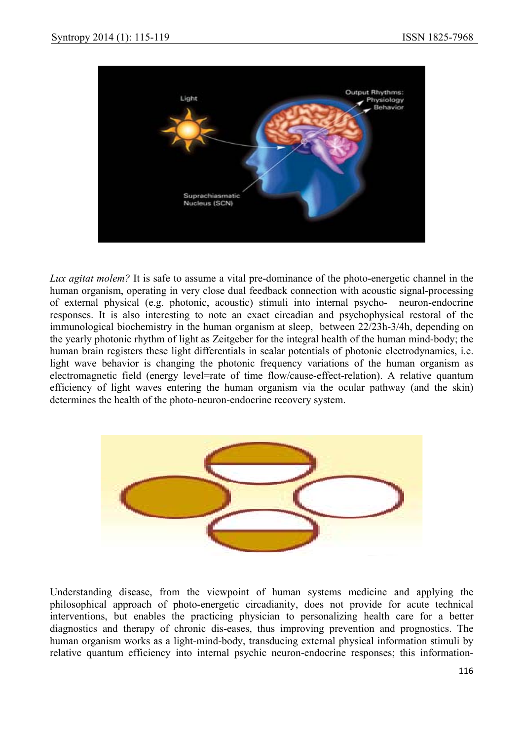*Lux agitat molem?* It is safe to assume a vital pre-dominance of the photo-energetic channel in the human organism, operating in very close dual feedback connection with acoustic signal-processing of external physical (e.g. photonic, acoustic) stimuli into internal psycho- neuron-endocrine responses. It is also interesting to note an exact circadian and psychophysical restoral of the immunological biochemistry in the human organism at sleep, between 22/23h-3/4h, depending on the yearly photonic rhythm of light as Zeitgeber for the integral health of the human mind-body; the human brain registers these light differentials in scalar potentials of photonic electrodynamics, i.e. light wave behavior is changing the photonic frequency variations of the human organism as electromagnetic field (energy level=rate of time flow/cause-effect-relation). A relative quantum efficiency of light waves entering the human organism via the ocular pathway (and the skin) determines the health of the photo-neuron-endocrine recovery system.

Understanding disease, from the viewpoint of human systems medicine and applying the philosophical approach of photo-energetic circadianity, does not provide for acute technical interventions, but enables the practicing physician to personalizing health care for a better diagnostics and therapy of chronic dis-eases, thus improving prevention and prognostics. The human organism works as a light-mind-body, transducing external physical information stimuli by relative quantum efficiency into internal psychic neuron-endocrine responses; this information-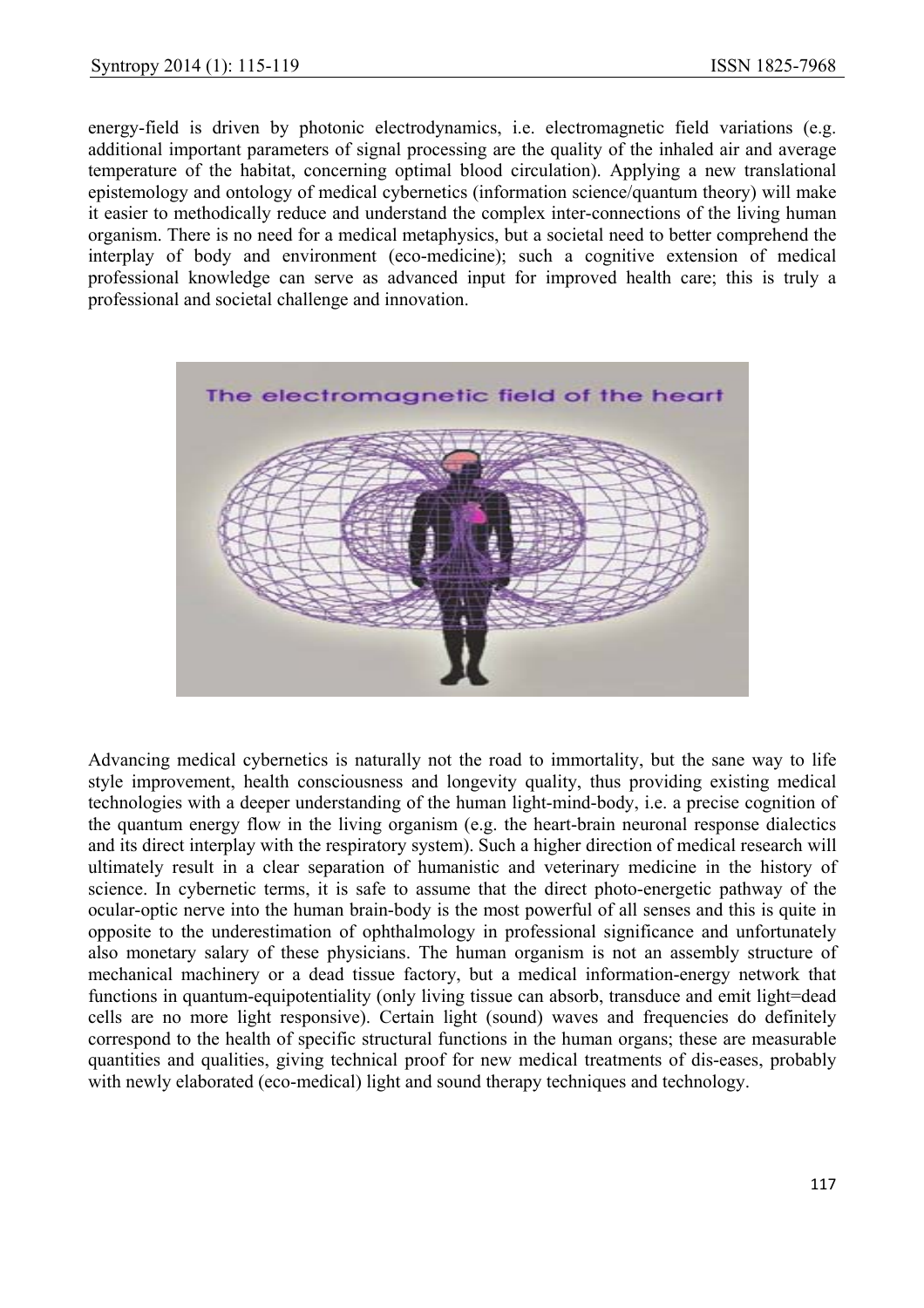energy-field is driven by photonic electrodynamics, i.e. electromagnetic field variations (e.g. additional important parameters of signal processing are the quality of the inhaled air and average temperature of the habitat, concerning optimal blood circulation). Applying a new translational epistemology and ontology of medical cybernetics (information science/quantum theory) will make it easier to methodically reduce and understand the complex inter-connections of the living human organism. There is no need for a medical metaphysics, but a societal need to better comprehend the interplay of body and environment (eco-medicine); such a cognitive extension of medical professional knowledge can serve as advanced input for improved health care; this is truly a professional and societal challenge and innovation.

The electromagnetic field of the heart

Advancing medical cybernetics is naturally not the road to immortality, but the sane way to life style improvement, health consciousness and longevity quality, thus providing existing medical technologies with a deeper understanding of the human light-mind-body, i.e. a precise cognition of the quantum energy flow in the living organism (e.g. the heart-brain neuronal response dialectics and its direct interplay with the respiratory system). Such a higher direction of medical research will ultimately result in a clear separation of humanistic and veterinary medicine in the history of science. In cybernetic terms, it is safe to assume that the direct photo-energetic pathway of the ocular-optic nerve into the human brain-body is the most powerful of all senses and this is quite in opposite to the underestimation of ophthalmology in professional significance and unfortunately also monetary salary of these physicians. The human organism is not an assembly structure of mechanical machinery or a dead tissue factory, but a medical information-energy network that functions in quantum-equipotentiality (only living tissue can absorb, transduce and emit light=dead cells are no more light responsive). Certain light (sound) waves and frequencies do definitely correspond to the health of specific structural functions in the human organs; these are measurable quantities and qualities, giving technical proof for new medical treatments of dis-eases, probably with newly elaborated (eco-medical) light and sound therapy techniques and technology.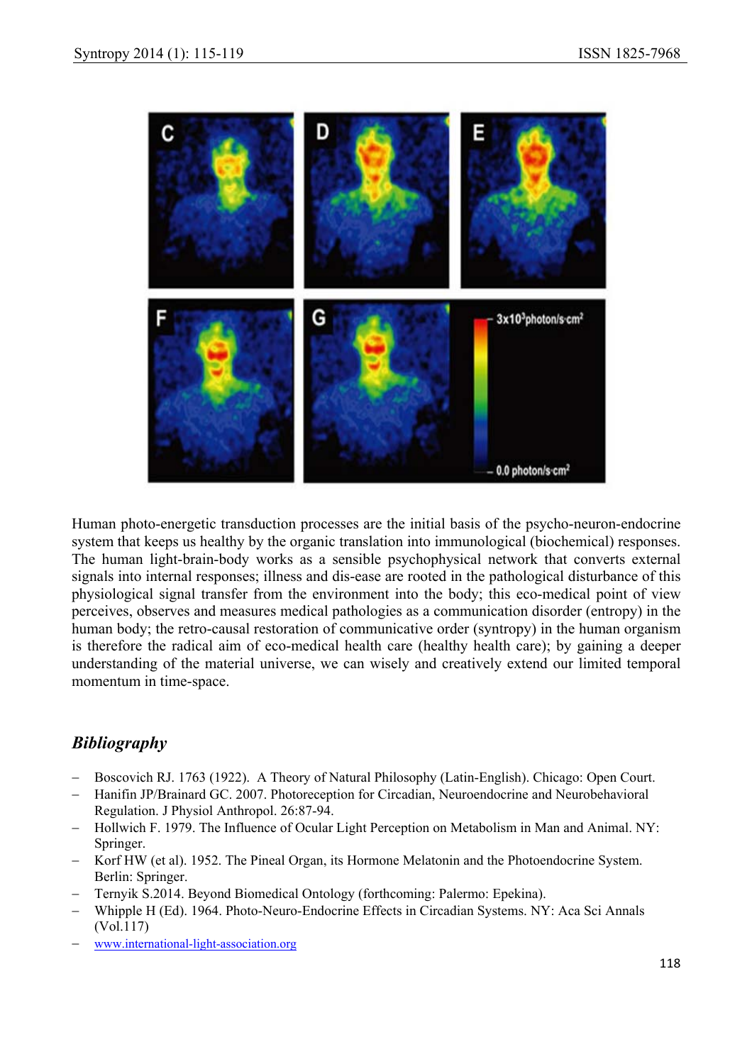Human photo-energetic transduction processes are the initial basis of the psycho-neuron-endocrine system that keeps us healthy by the organic translation into immunological (biochemical) responses. The human light-brain-body works as a sensible psychophysical network that converts external signals into internal responses; illness and dis-ease are rooted in the pathological disturbance of this physiological signal transfer from the environment into the body; this eco-medical point of view perceives, observes and measures medical pathologies as a communication disorder (entropy) in the human body; the retro-causal restoration of communicative order (syntropy) in the human organism is therefore the radical aim of eco-medical health care (healthy health care); by gaining a deeper understanding of the material universe, we can wisely and creatively extend our limited temporal momentum in time-space.

## *Bibliography*

- Boscovich RJ. 1763 (1922). A Theory of Natural Philosophy (Latin-English). Chicago: Open Court.
- Hanifin JP/Brainard GC. 2007. Photoreception for Circadian, Neuroendocrine and Neurobehavioral Regulation. J Physiol Anthropol. 26:87-94.
- Hollwich F. 1979. The Influence of Ocular Light Perception on Metabolism in Man and Animal. NY: Springer.
- Korf HW (et al). 1952. The Pineal Organ, its Hormone Melatonin and the Photoendocrine System. Berlin: Springer.
- Ternyik S.2014. Beyond Biomedical Ontology (forthcoming: Palermo: Epekina).
- Whipple H (Ed). 1964. Photo-Neuro-Endocrine Effects in Circadian Systems. NY: Aca Sci Annals (Vol.117)
- www.international-light-association.org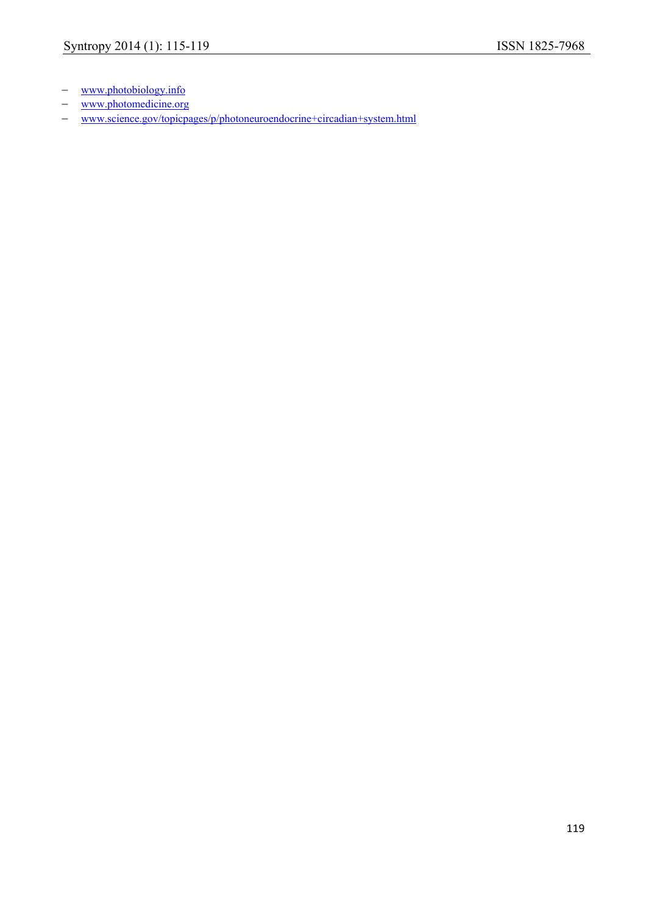- www.photobiology.info
- www.photomedicine.org
- www.science.gov/topicpages/p/photoneuroendocrine+circadian+system.html